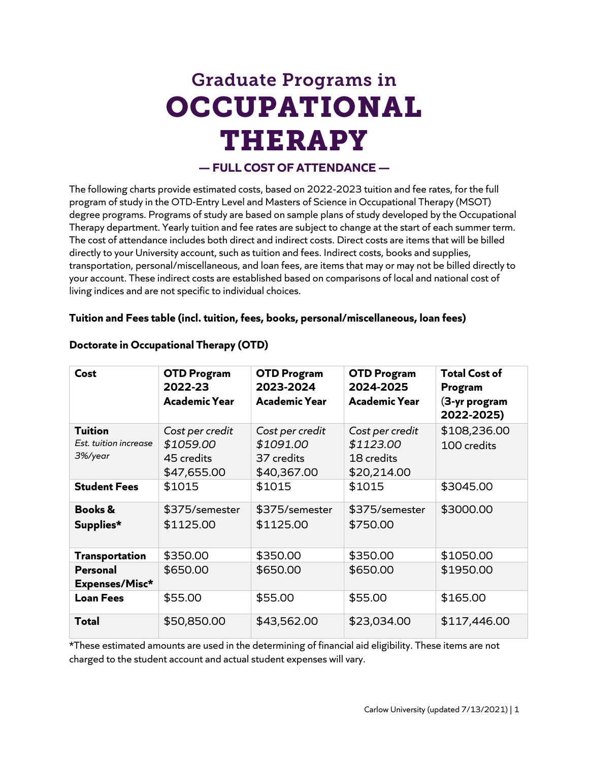# Graduate Programs in OCCUPATIONAL THERAPY

## — FULL COST OF ATTENDANCE —

The following charts provide estimated costs, based on 2022-2023 tuition and fee rates, for the full program of study in the OTD-Entry Level and Masters of Science in Occupational Therapy (MSOT) degree programs. Programs of study are based on sample plans of study developed by the Occupational Therapy department. Yearly tuition and fee rates are subject to change at the start of each summer term. The cost of attendance includes both direct and indirect costs. Direct costs are items that will be billed directly to your University account, such as tuition and fees. Indirect costs, books and supplies, transportation, personal/miscellaneous, and loan fees, are items that may or may not be billed directly to your account. These indirect costs are established based on comparisons of local and national cost of living indices and are not specific to individual choices.

**Tuition and Fees table (incl. tuition, fees, books, personal/miscellaneous, loan fees)**

**Doctorate in Occupational Therapy (OTD)**

| Cost | OTD Program 2022-23 Academic Year | OTD Program 2023-2024 Academic Year | OTD Program 2024-2025 Academic Year | Total Cost of Program (3-yr program 2022-2025) |
|---|---|---|---|---|
| **Tuition** *Est. tuition increase 3%/year* | *Cost per credit $1059.00* 45 credits $47,655.00 | *Cost per credit $1091.00* 37 credits $40,367.00 | *Cost per credit $1123.00* 18 credits $20,214.00 | $108,236.00 100 credits |
| **Student Fees** | $1015 | $1015 | $1015 | $3045.00 |
| **Books & Supplies*** | $375/semester $1125.00 | $375/semester $1125.00 | $375/semester $750.00 | $3000.00 |
| **Transportation** | $350.00 | $350.00 | $350.00 | $1050.00 |
| **Personal Expenses/Misc*** | $650.00 | $650.00 | $650.00 | $1950.00 |
| **Loan Fees** | $55.00 | $55.00 | $55.00 | $165.00 |
| **Total** | $50,850.00 | $43,562.00 | $23,034.00 | $117,446.00 |

*These estimated amounts are used in the determining of financial aid eligibility. These items are not charged to the student account and actual student expenses will vary.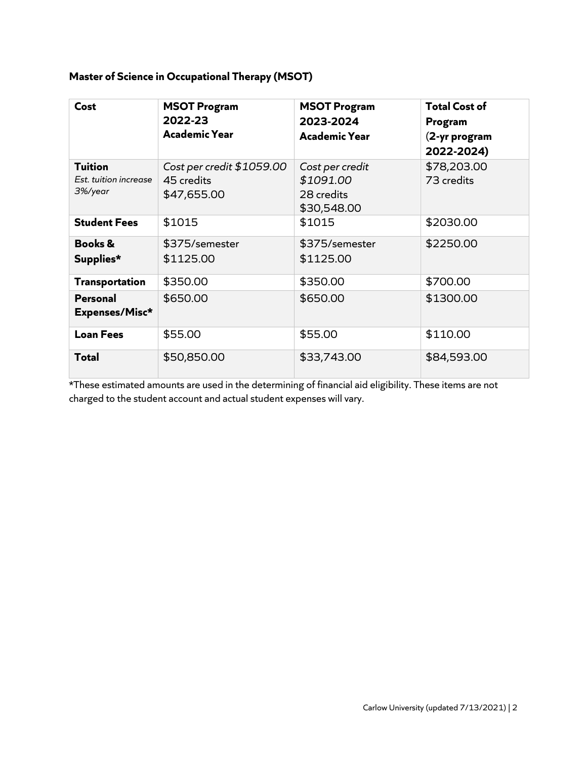**Master of Science in Occupational Therapy (MSOT)**

| Cost | MSOT Program 2022-23 Academic Year | MSOT Program 2023-2024 Academic Year | Total Cost of Program (2-yr program 2022-2024) |
|---|---|---|---|
| **Tuition** *Est. tuition increase 3%/year* | *Cost per credit $1059.00* 45 credits $47,655.00 | *Cost per credit $1091.00* 28 credits $30,548.00 | $78,203.00 73 credits |
| **Student Fees** | $1015 | $1015 | $2030.00 |
| **Books & Supplies*** | $375/semester $1125.00 | $375/semester $1125.00 | $2250.00 |
| **Transportation** | $350.00 | $350.00 | $700.00 |
| **Personal Expenses/Misc*** | $650.00 | $650.00 | $1300.00 |
| **Loan Fees** | $55.00 | $55.00 | $110.00 |
| **Total** | $50,850.00 | $33,743.00 | $84,593.00 |

*These estimated amounts are used in the determining of financial aid eligibility. These items are not charged to the student account and actual student expenses will vary.

Carlow University (updated 7/13/2021)